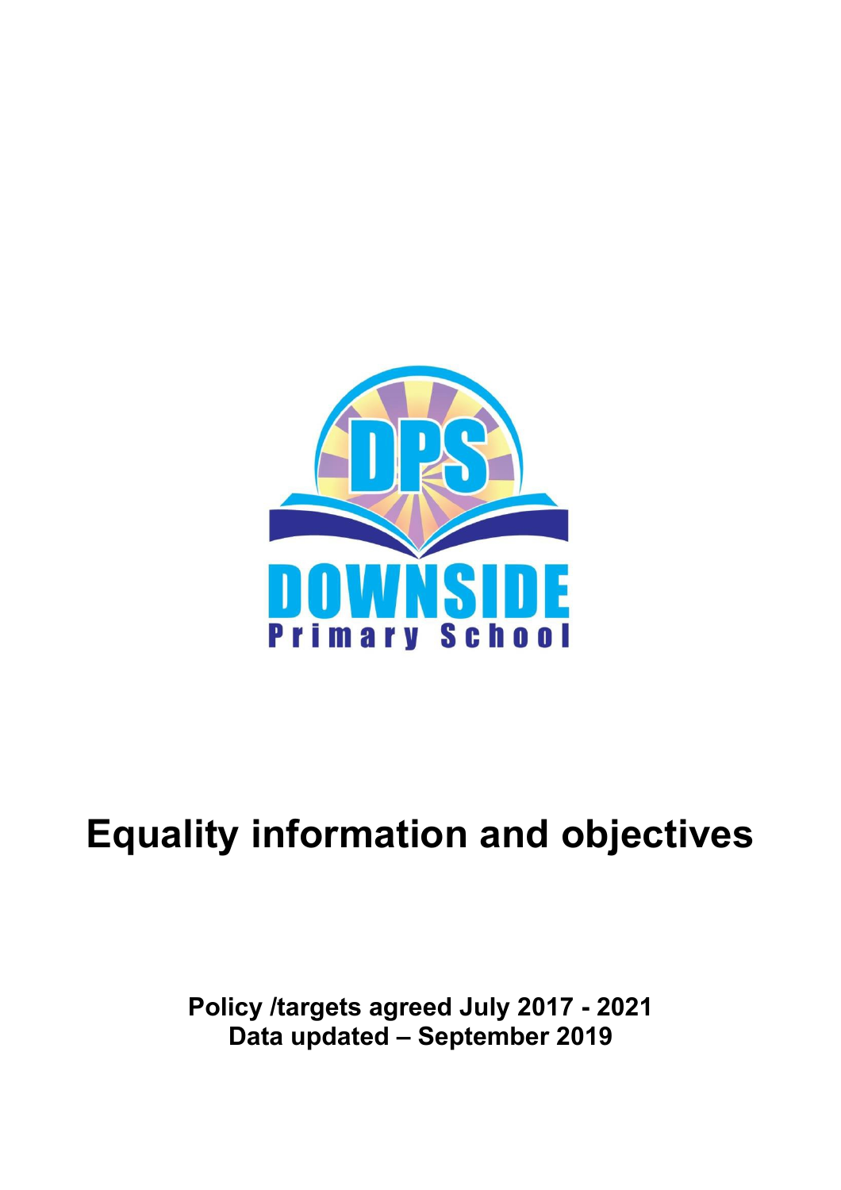# Equality information and objectives

**Policy /targets agreed July 2017 - 2021**
**Data updated – September 2019**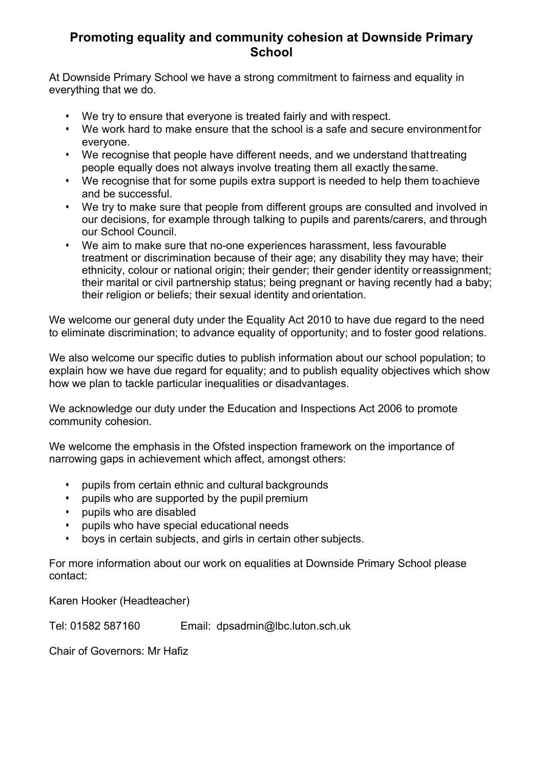## Promoting equality and community cohesion at Downside Primary School

At Downside Primary School we have a strong commitment to fairness and equality in everything that we do.

- We try to ensure that everyone is treated fairly and with respect.
- We work hard to make ensure that the school is a safe and secure environment for everyone.
- We recognise that people have different needs, and we understand that treating people equally does not always involve treating them all exactly the same.
- We recognise that for some pupils extra support is needed to help them to achieve and be successful.
- We try to make sure that people from different groups are consulted and involved in our decisions, for example through talking to pupils and parents/carers, and through our School Council.
- We aim to make sure that no-one experiences harassment, less favourable treatment or discrimination because of their age; any disability they may have; their ethnicity, colour or national origin; their gender; their gender identity or reassignment; their marital or civil partnership status; being pregnant or having recently had a baby; their religion or beliefs; their sexual identity and orientation.

We welcome our general duty under the Equality Act 2010 to have due regard to the need to eliminate discrimination; to advance equality of opportunity; and to foster good relations.

We also welcome our specific duties to publish information about our school population; to explain how we have due regard for equality; and to publish equality objectives which show how we plan to tackle particular inequalities or disadvantages.

We acknowledge our duty under the Education and Inspections Act 2006 to promote community cohesion.

We welcome the emphasis in the Ofsted inspection framework on the importance of narrowing gaps in achievement which affect, amongst others:

- pupils from certain ethnic and cultural backgrounds
- pupils who are supported by the pupil premium
- pupils who are disabled
- pupils who have special educational needs
- boys in certain subjects, and girls in certain other subjects.

For more information about our work on equalities at Downside Primary School please contact:

Karen Hooker (Headteacher)

Tel: 01582 587160 Email: dpsadmin@lbc.luton.sch.uk

Chair of Governors: Mr Hafiz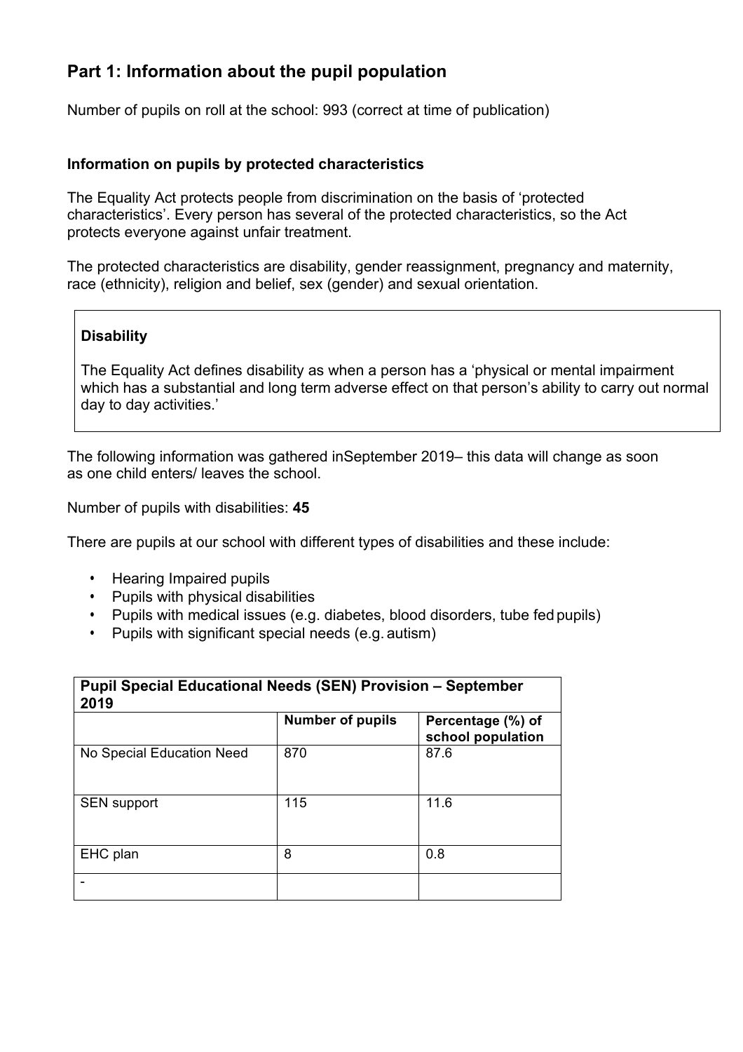## Part 1: Information about the pupil population

Number of pupils on roll at the school: 993 (correct at time of publication)

### Information on pupils by protected characteristics

The Equality Act protects people from discrimination on the basis of 'protected characteristics'. Every person has several of the protected characteristics, so the Act protects everyone against unfair treatment.

The protected characteristics are disability, gender reassignment, pregnancy and maternity, race (ethnicity), religion and belief, sex (gender) and sexual orientation.

**Disability**

The Equality Act defines disability as when a person has a 'physical or mental impairment which has a substantial and long term adverse effect on that person's ability to carry out normal day to day activities.'

The following information was gathered inSeptember 2019– this data will change as soon as one child enters/ leaves the school.

Number of pupils with disabilities: **45**

There are pupils at our school with different types of disabilities and these include:

- Hearing Impaired pupils
- Pupils with physical disabilities
- Pupils with medical issues (e.g. diabetes, blood disorders, tube fed pupils)
- Pupils with significant special needs (e.g. autism)

| **Pupil Special Educational Needs (SEN) Provision – September 2019** | | |
|---|---|---|
| | **Number of pupils** | **Percentage (%) of school population** |
| No Special Education Need | 870 | 87.6 |
| SEN support | 115 | 11.6 |
| EHC plan | 8 | 0.8 |
| - | | |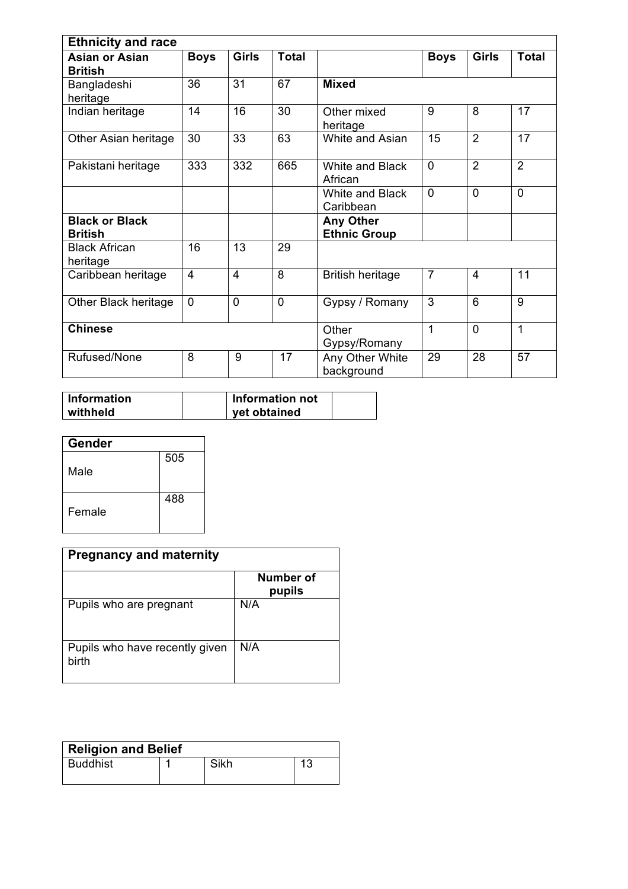| Ethnicity and race | | | | | | | |
|---|---|---|---|---|---|---|---|
| **Asian or Asian British** | **Boys** | **Girls** | **Total** | | **Boys** | **Girls** | **Total** |
| Bangladeshi heritage | 36 | 31 | 67 | **Mixed** | | | |
| Indian heritage | 14 | 16 | 30 | Other mixed heritage | 9 | 8 | 17 |
| Other Asian heritage | 30 | 33 | 63 | White and Asian | 15 | 2 | 17 |
| Pakistani heritage | 333 | 332 | 665 | White and Black African | 0 | 2 | 2 |
| | | | | White and Black Caribbean | 0 | 0 | 0 |
| **Black or Black British** | | | | **Any Other Ethnic Group** | | | |
| Black African heritage | 16 | 13 | 29 | | | | |
| Caribbean heritage | 4 | 4 | 8 | British heritage | 7 | 4 | 11 |
| Other Black heritage | 0 | 0 | 0 | Gypsy / Romany | 3 | 6 | 9 |
| **Chinese** | | | | Other Gypsy/Romany | 1 | 0 | 1 |
| Rufused/None | 8 | 9 | 17 | Any Other White background | 29 | 28 | 57 |

| **Information withheld** | | **Information not yet obtained** | |
|---|---|---|---|

| Gender | |
|---|---|
| Male | 505 |
| Female | 488 |

| Pregnancy and maternity | |
|---|---|
| | **Number of pupils** |
| Pupils who are pregnant | N/A |
| Pupils who have recently given birth | N/A |

| Religion and Belief | | | |
|---|---|---|---|
| Buddhist | 1 | Sikh | 13 |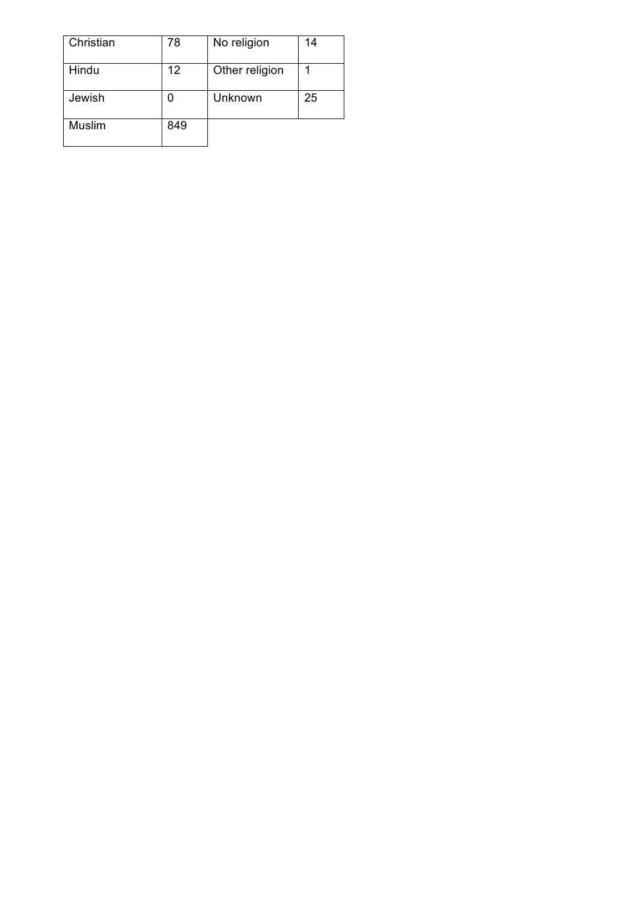| | | | |
|---|---|---|---|
| Christian | 78 | No religion | 14 |
| Hindu | 12 | Other religion | 1 |
| Jewish | 0 | Unknown | 25 |
| Muslim | 849 | | |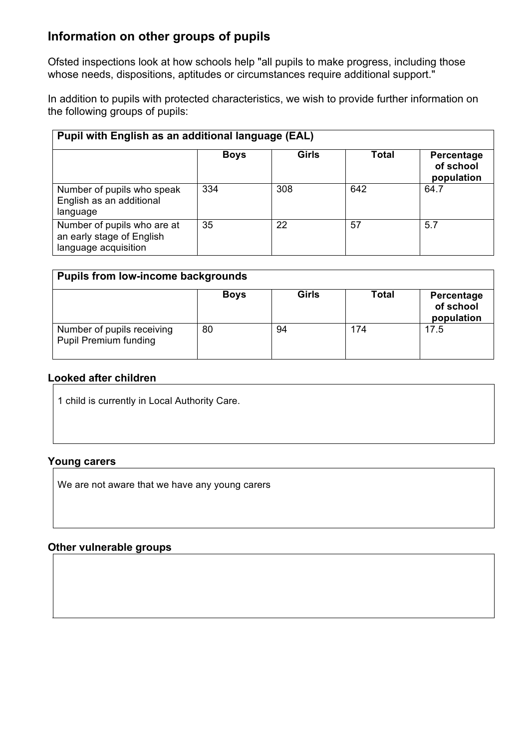## Information on other groups of pupils

Ofsted inspections look at how schools help "all pupils to make progress, including those whose needs, dispositions, aptitudes or circumstances require additional support."

In addition to pupils with protected characteristics, we wish to provide further information on the following groups of pupils:

| **Pupil with English as an additional language (EAL)** | | | | |
|---|---|---|---|---|
| | **Boys** | **Girls** | **Total** | **Percentage of school population** |
| Number of pupils who speak English as an additional language | 334 | 308 | 642 | 64.7 |
| Number of pupils who are at an early stage of English language acquisition | 35 | 22 | 57 | 5.7 |

| **Pupils from low-income backgrounds** | | | | |
|---|---|---|---|---|
| | **Boys** | **Girls** | **Total** | **Percentage of school population** |
| Number of pupils receiving Pupil Premium funding | 80 | 94 | 174 | 17.5 |

### Looked after children

1 child is currently in Local Authority Care.

### Young carers

We are not aware that we have any young carers

### Other vulnerable groups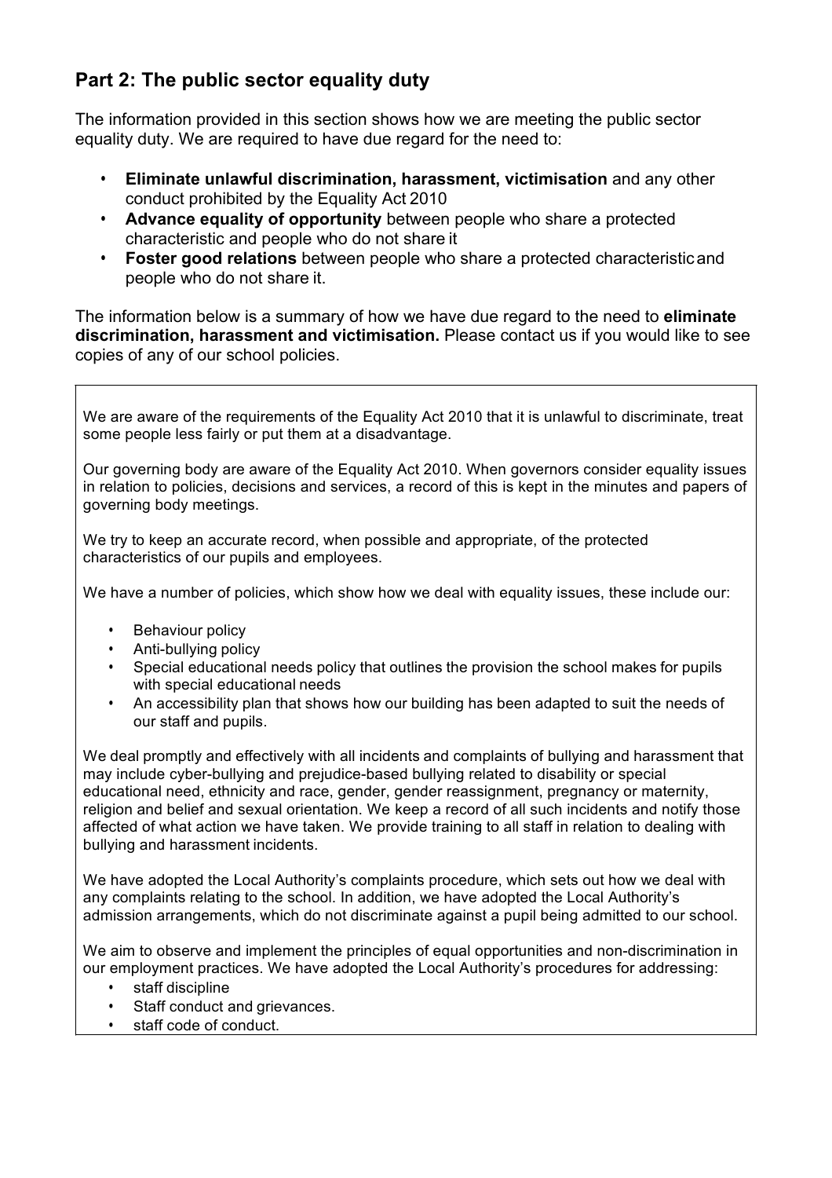## Part 2: The public sector equality duty

The information provided in this section shows how we are meeting the public sector equality duty. We are required to have due regard for the need to:

- **Eliminate unlawful discrimination, harassment, victimisation** and any other conduct prohibited by the Equality Act 2010
- **Advance equality of opportunity** between people who share a protected characteristic and people who do not share it
- **Foster good relations** between people who share a protected characteristic and people who do not share it.

The information below is a summary of how we have due regard to the need to **eliminate discrimination, harassment and victimisation.** Please contact us if you would like to see copies of any of our school policies.

We are aware of the requirements of the Equality Act 2010 that it is unlawful to discriminate, treat some people less fairly or put them at a disadvantage.

Our governing body are aware of the Equality Act 2010. When governors consider equality issues in relation to policies, decisions and services, a record of this is kept in the minutes and papers of governing body meetings.

We try to keep an accurate record, when possible and appropriate, of the protected characteristics of our pupils and employees.

We have a number of policies, which show how we deal with equality issues, these include our:

- Behaviour policy
- Anti-bullying policy
- Special educational needs policy that outlines the provision the school makes for pupils with special educational needs
- An accessibility plan that shows how our building has been adapted to suit the needs of our staff and pupils.

We deal promptly and effectively with all incidents and complaints of bullying and harassment that may include cyber-bullying and prejudice-based bullying related to disability or special educational need, ethnicity and race, gender, gender reassignment, pregnancy or maternity, religion and belief and sexual orientation. We keep a record of all such incidents and notify those affected of what action we have taken. We provide training to all staff in relation to dealing with bullying and harassment incidents.

We have adopted the Local Authority's complaints procedure, which sets out how we deal with any complaints relating to the school. In addition, we have adopted the Local Authority's admission arrangements, which do not discriminate against a pupil being admitted to our school.

We aim to observe and implement the principles of equal opportunities and non-discrimination in our employment practices. We have adopted the Local Authority's procedures for addressing:

- staff discipline
- Staff conduct and grievances.
- staff code of conduct.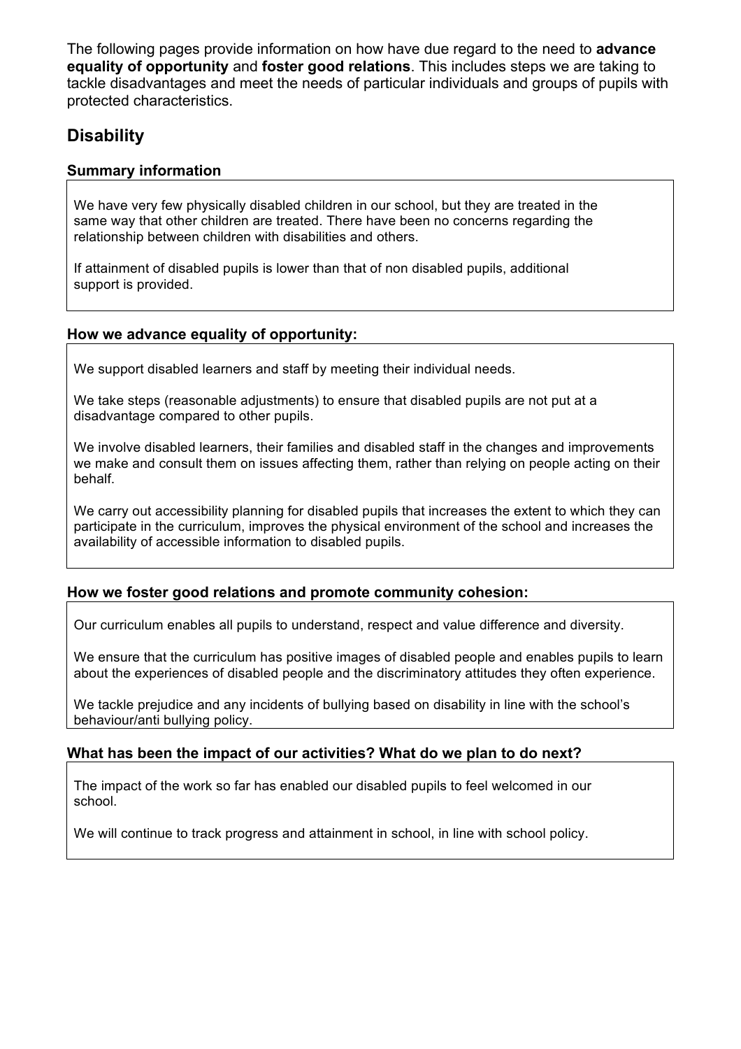The following pages provide information on how have due regard to the need to **advance equality of opportunity** and **foster good relations**. This includes steps we are taking to tackle disadvantages and meet the needs of particular individuals and groups of pupils with protected characteristics.

## Disability

### Summary information

We have very few physically disabled children in our school, but they are treated in the same way that other children are treated. There have been no concerns regarding the relationship between children with disabilities and others.

If attainment of disabled pupils is lower than that of non disabled pupils, additional support is provided.

### How we advance equality of opportunity:

We support disabled learners and staff by meeting their individual needs.

We take steps (reasonable adjustments) to ensure that disabled pupils are not put at a disadvantage compared to other pupils.

We involve disabled learners, their families and disabled staff in the changes and improvements we make and consult them on issues affecting them, rather than relying on people acting on their behalf.

We carry out accessibility planning for disabled pupils that increases the extent to which they can participate in the curriculum, improves the physical environment of the school and increases the availability of accessible information to disabled pupils.

### How we foster good relations and promote community cohesion:

Our curriculum enables all pupils to understand, respect and value difference and diversity.

We ensure that the curriculum has positive images of disabled people and enables pupils to learn about the experiences of disabled people and the discriminatory attitudes they often experience.

We tackle prejudice and any incidents of bullying based on disability in line with the school's behaviour/anti bullying policy.

### What has been the impact of our activities? What do we plan to do next?

The impact of the work so far has enabled our disabled pupils to feel welcomed in our school.

We will continue to track progress and attainment in school, in line with school policy.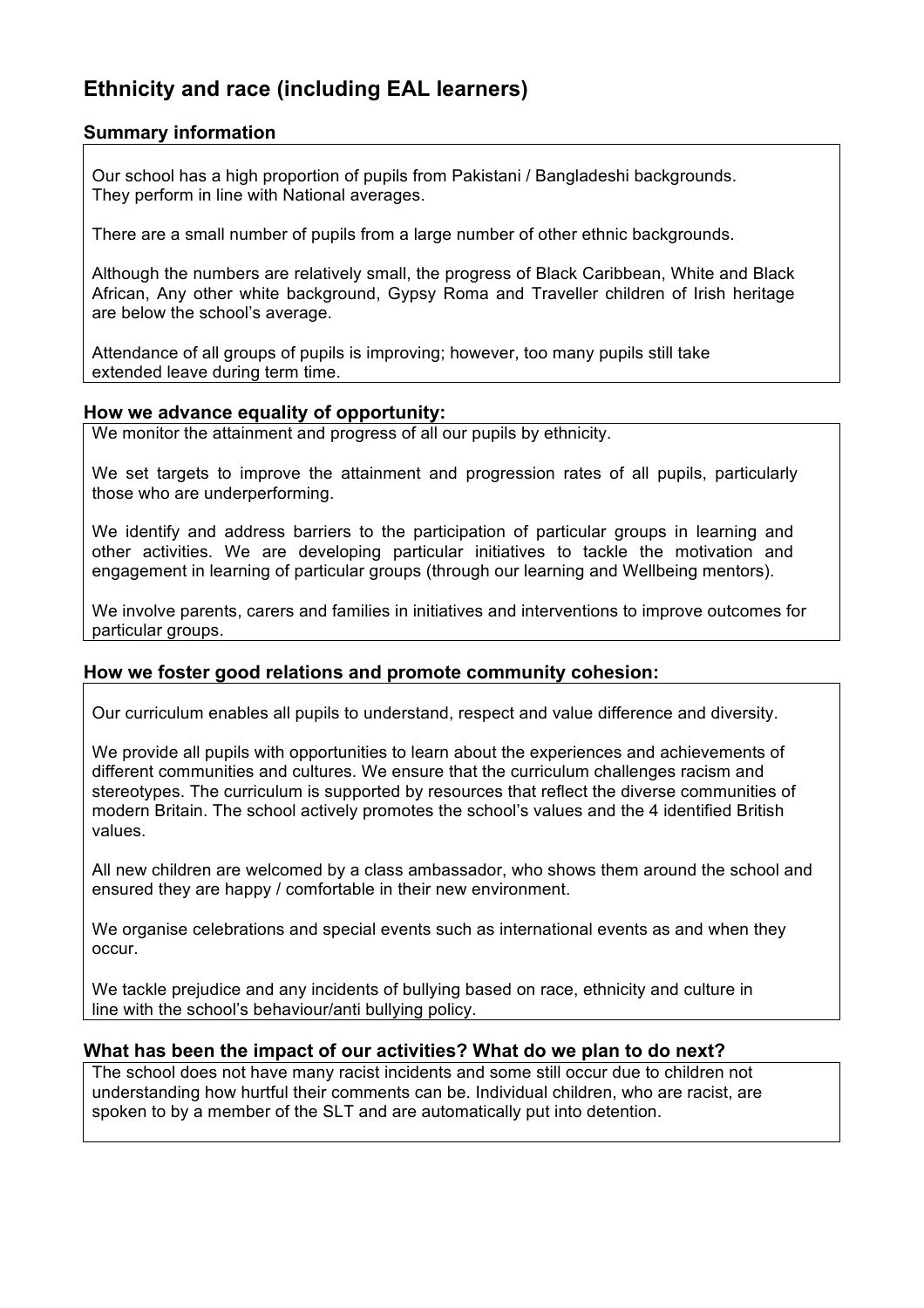## Ethnicity and race (including EAL learners)

### Summary information

Our school has a high proportion of pupils from Pakistani / Bangladeshi backgrounds. They perform in line with National averages.

There are a small number of pupils from a large number of other ethnic backgrounds.

Although the numbers are relatively small, the progress of Black Caribbean, White and Black African, Any other white background, Gypsy Roma and Traveller children of Irish heritage are below the school's average.

Attendance of all groups of pupils is improving; however, too many pupils still take extended leave during term time.

### How we advance equality of opportunity:

We monitor the attainment and progress of all our pupils by ethnicity.

We set targets to improve the attainment and progression rates of all pupils, particularly those who are underperforming.

We identify and address barriers to the participation of particular groups in learning and other activities. We are developing particular initiatives to tackle the motivation and engagement in learning of particular groups (through our learning and Wellbeing mentors).

We involve parents, carers and families in initiatives and interventions to improve outcomes for particular groups.

### How we foster good relations and promote community cohesion:

Our curriculum enables all pupils to understand, respect and value difference and diversity.

We provide all pupils with opportunities to learn about the experiences and achievements of different communities and cultures. We ensure that the curriculum challenges racism and stereotypes. The curriculum is supported by resources that reflect the diverse communities of modern Britain. The school actively promotes the school's values and the 4 identified British values.

All new children are welcomed by a class ambassador, who shows them around the school and ensured they are happy / comfortable in their new environment.

We organise celebrations and special events such as international events as and when they occur.

We tackle prejudice and any incidents of bullying based on race, ethnicity and culture in line with the school's behaviour/anti bullying policy.

### What has been the impact of our activities? What do we plan to do next?

The school does not have many racist incidents and some still occur due to children not understanding how hurtful their comments can be. Individual children, who are racist, are spoken to by a member of the SLT and are automatically put into detention.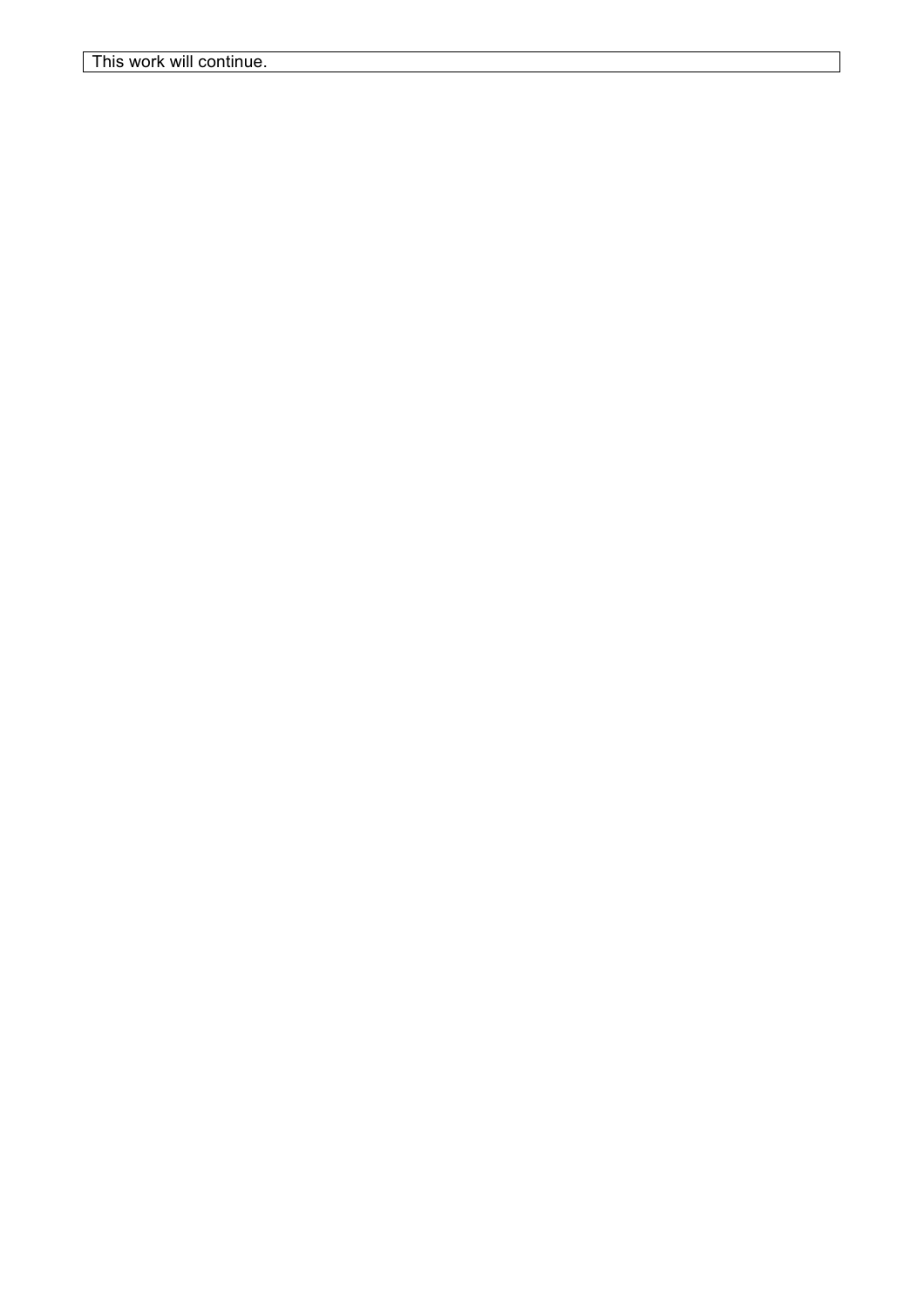This work will continue.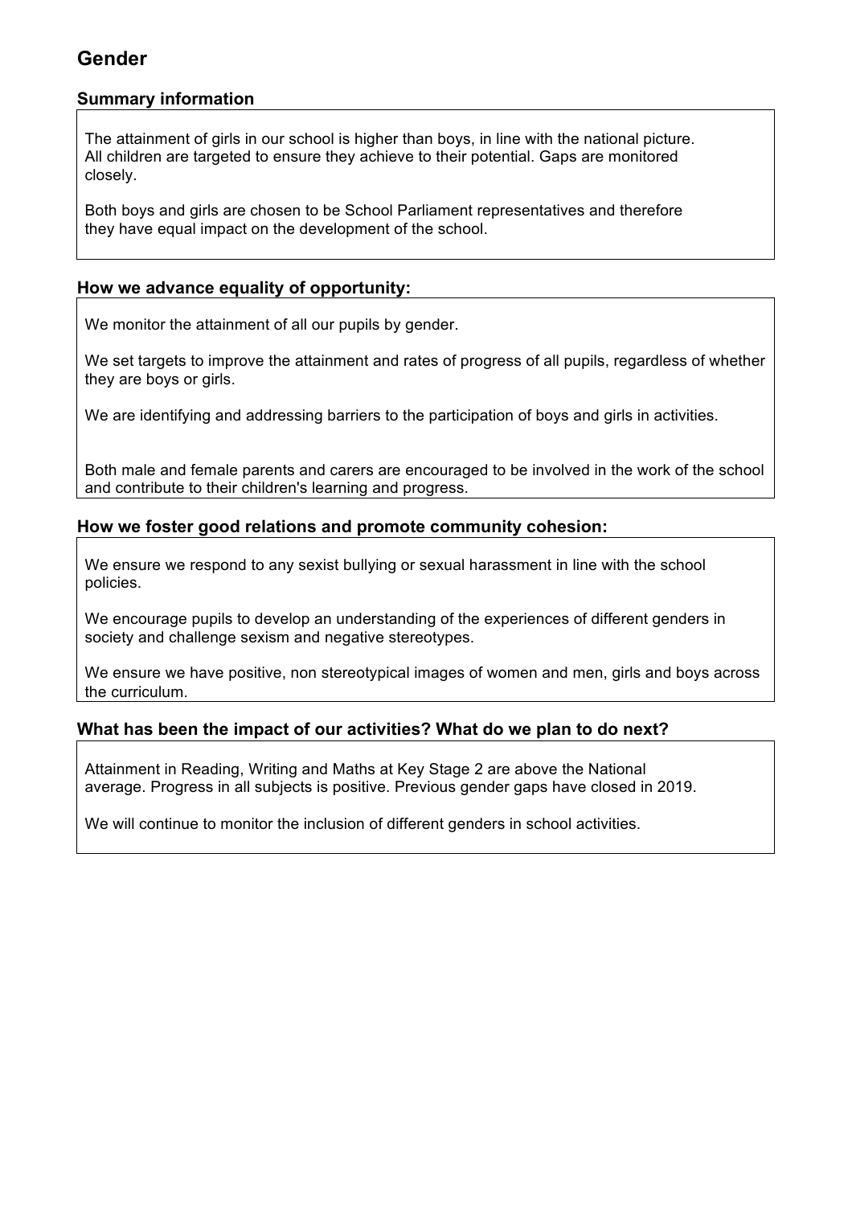## Gender

### Summary information

The attainment of girls in our school is higher than boys, in line with the national picture. All children are targeted to ensure they achieve to their potential. Gaps are monitored closely.

Both boys and girls are chosen to be School Parliament representatives and therefore they have equal impact on the development of the school.

### How we advance equality of opportunity:

We monitor the attainment of all our pupils by gender.

We set targets to improve the attainment and rates of progress of all pupils, regardless of whether they are boys or girls.

We are identifying and addressing barriers to the participation of boys and girls in activities.

Both male and female parents and carers are encouraged to be involved in the work of the school and contribute to their children's learning and progress.

### How we foster good relations and promote community cohesion:

We ensure we respond to any sexist bullying or sexual harassment in line with the school policies.

We encourage pupils to develop an understanding of the experiences of different genders in society and challenge sexism and negative stereotypes.

We ensure we have positive, non stereotypical images of women and men, girls and boys across the curriculum.

### What has been the impact of our activities? What do we plan to do next?

Attainment in Reading, Writing and Maths at Key Stage 2 are above the National average. Progress in all subjects is positive. Previous gender gaps have closed in 2019.

We will continue to monitor the inclusion of different genders in school activities.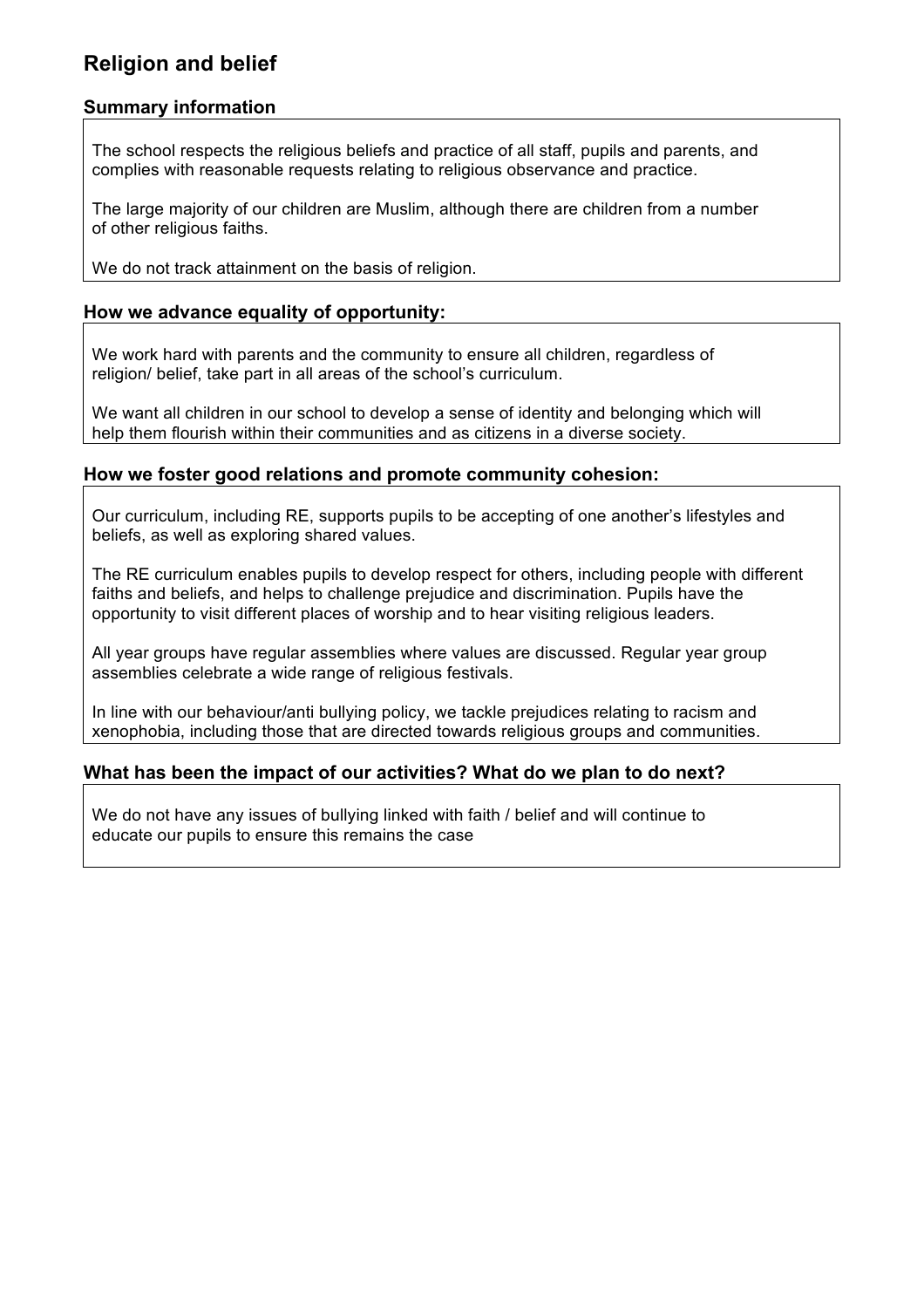## Religion and belief

### Summary information

The school respects the religious beliefs and practice of all staff, pupils and parents, and complies with reasonable requests relating to religious observance and practice.

The large majority of our children are Muslim, although there are children from a number of other religious faiths.

We do not track attainment on the basis of religion.

### How we advance equality of opportunity:

We work hard with parents and the community to ensure all children, regardless of religion/ belief, take part in all areas of the school's curriculum.

We want all children in our school to develop a sense of identity and belonging which will help them flourish within their communities and as citizens in a diverse society.

### How we foster good relations and promote community cohesion:

Our curriculum, including RE, supports pupils to be accepting of one another's lifestyles and beliefs, as well as exploring shared values.

The RE curriculum enables pupils to develop respect for others, including people with different faiths and beliefs, and helps to challenge prejudice and discrimination. Pupils have the opportunity to visit different places of worship and to hear visiting religious leaders.

All year groups have regular assemblies where values are discussed. Regular year group assemblies celebrate a wide range of religious festivals.

In line with our behaviour/anti bullying policy, we tackle prejudices relating to racism and xenophobia, including those that are directed towards religious groups and communities.

### What has been the impact of our activities? What do we plan to do next?

We do not have any issues of bullying linked with faith / belief and will continue to educate our pupils to ensure this remains the case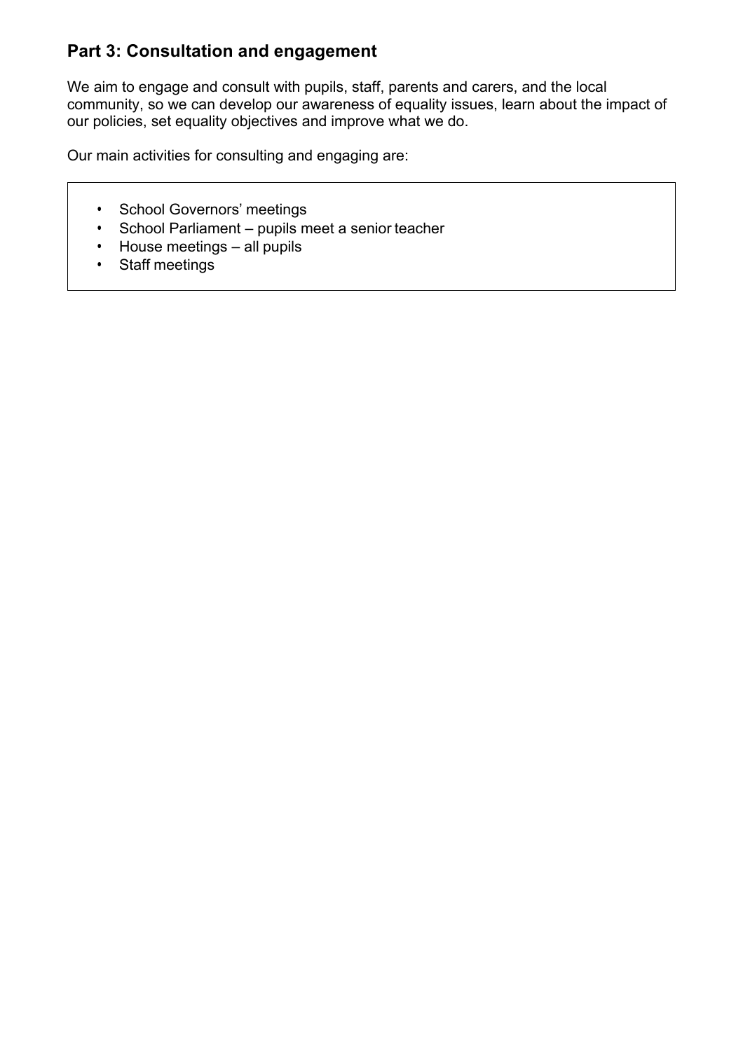## Part 3: Consultation and engagement

We aim to engage and consult with pupils, staff, parents and carers, and the local community, so we can develop our awareness of equality issues, learn about the impact of our policies, set equality objectives and improve what we do.

Our main activities for consulting and engaging are:

- School Governors' meetings
- School Parliament – pupils meet a senior teacher
- House meetings – all pupils
- Staff meetings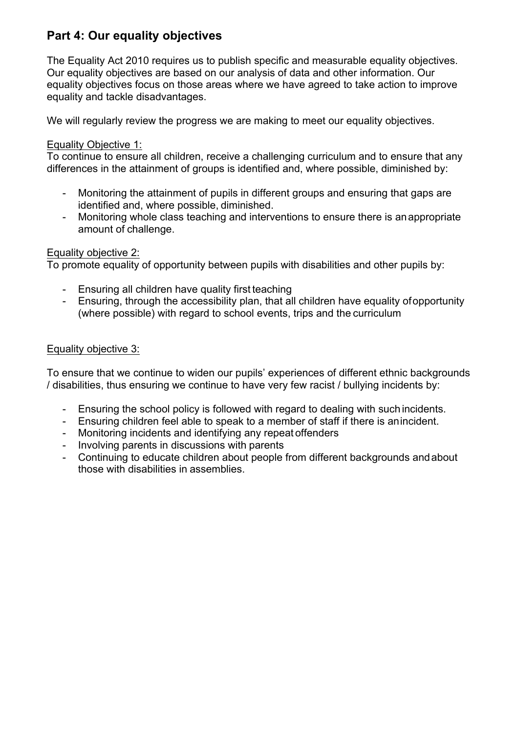## Part 4: Our equality objectives

The Equality Act 2010 requires us to publish specific and measurable equality objectives. Our equality objectives are based on our analysis of data and other information. Our equality objectives focus on those areas where we have agreed to take action to improve equality and tackle disadvantages.

We will regularly review the progress we are making to meet our equality objectives.

<u>Equality Objective 1:</u>
To continue to ensure all children, receive a challenging curriculum and to ensure that any differences in the attainment of groups is identified and, where possible, diminished by:

- Monitoring the attainment of pupils in different groups and ensuring that gaps are identified and, where possible, diminished.
- Monitoring whole class teaching and interventions to ensure there is an appropriate amount of challenge.

<u>Equality objective 2:</u>
To promote equality of opportunity between pupils with disabilities and other pupils by:

- Ensuring all children have quality first teaching
- Ensuring, through the accessibility plan, that all children have equality of opportunity (where possible) with regard to school events, trips and the curriculum

<u>Equality objective 3:</u>

To ensure that we continue to widen our pupils' experiences of different ethnic backgrounds / disabilities, thus ensuring we continue to have very few racist / bullying incidents by:

- Ensuring the school policy is followed with regard to dealing with such incidents.
- Ensuring children feel able to speak to a member of staff if there is an incident.
- Monitoring incidents and identifying any repeat offenders
- Involving parents in discussions with parents
- Continuing to educate children about people from different backgrounds and about those with disabilities in assemblies.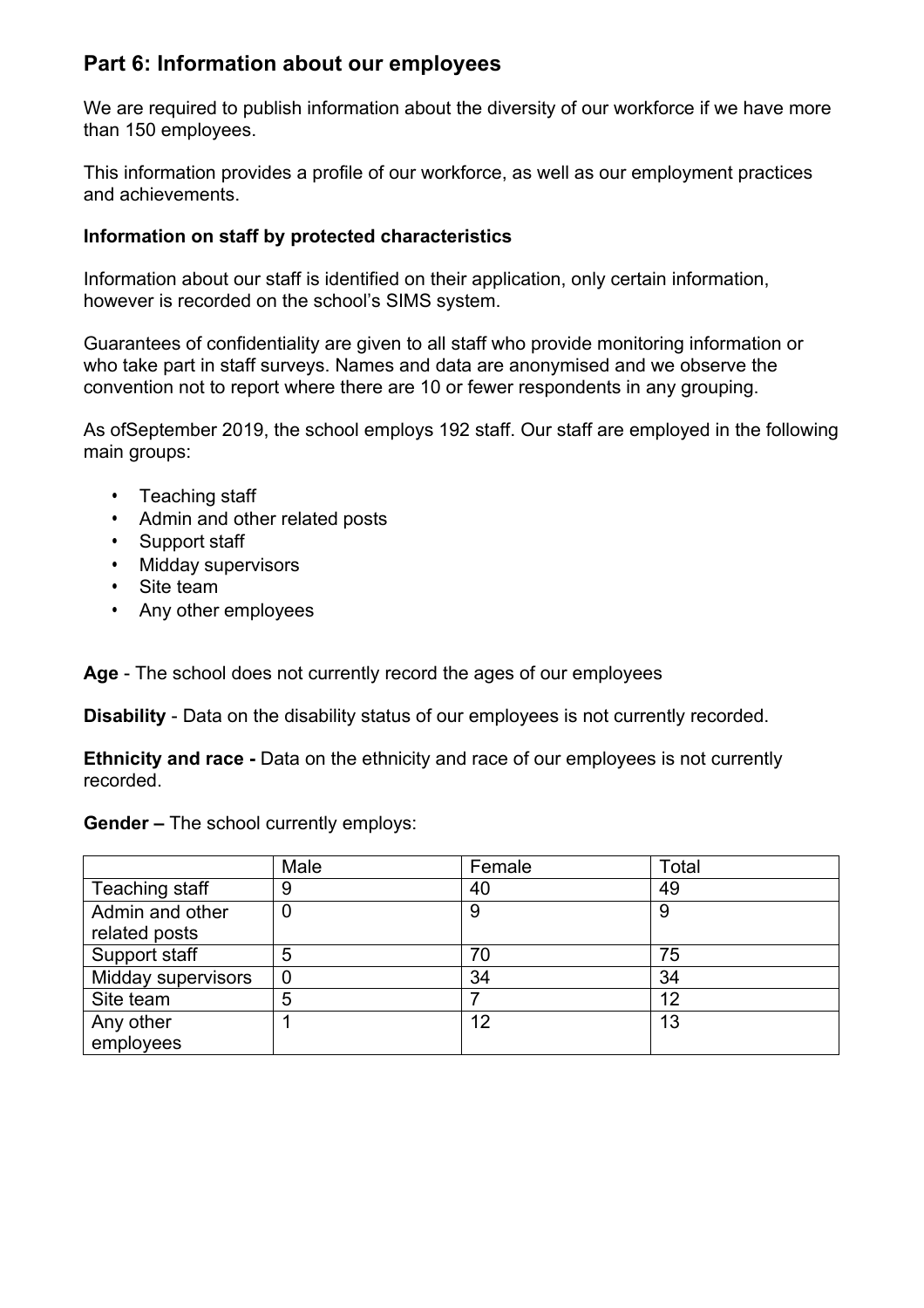## Part 6: Information about our employees

We are required to publish information about the diversity of our workforce if we have more than 150 employees.

This information provides a profile of our workforce, as well as our employment practices and achievements.

**Information on staff by protected characteristics**

Information about our staff is identified on their application, only certain information, however is recorded on the school's SIMS system.

Guarantees of confidentiality are given to all staff who provide monitoring information or who take part in staff surveys. Names and data are anonymised and we observe the convention not to report where there are 10 or fewer respondents in any grouping.

As ofSeptember 2019, the school employs 192 staff. Our staff are employed in the following main groups:

- Teaching staff
- Admin and other related posts
- Support staff
- Midday supervisors
- Site team
- Any other employees

**Age** - The school does not currently record the ages of our employees

**Disability** - Data on the disability status of our employees is not currently recorded.

**Ethnicity and race -** Data on the ethnicity and race of our employees is not currently recorded.

**Gender –** The school currently employs:

| | Male | Female | Total |
|---|---|---|---|
| Teaching staff | 9 | 40 | 49 |
| Admin and other related posts | 0 | 9 | 9 |
| Support staff | 5 | 70 | 75 |
| Midday supervisors | 0 | 34 | 34 |
| Site team | 5 | 7 | 12 |
| Any other employees | 1 | 12 | 13 |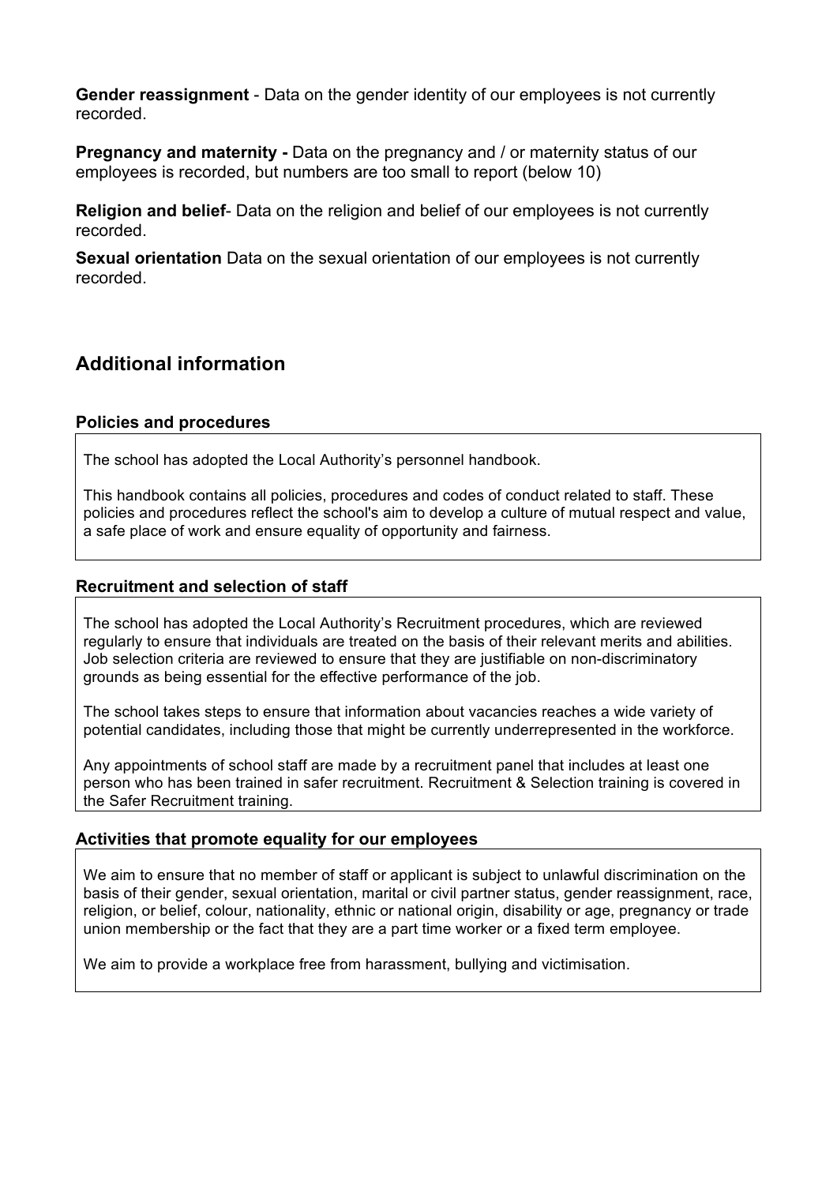**Gender reassignment** - Data on the gender identity of our employees is not currently recorded.

**Pregnancy and maternity -** Data on the pregnancy and / or maternity status of our employees is recorded, but numbers are too small to report (below 10)

**Religion and belief**- Data on the religion and belief of our employees is not currently recorded.

**Sexual orientation** Data on the sexual orientation of our employees is not currently recorded.

## Additional information

### Policies and procedures

The school has adopted the Local Authority's personnel handbook.

This handbook contains all policies, procedures and codes of conduct related to staff. These policies and procedures reflect the school's aim to develop a culture of mutual respect and value, a safe place of work and ensure equality of opportunity and fairness.

### Recruitment and selection of staff

The school has adopted the Local Authority's Recruitment procedures, which are reviewed regularly to ensure that individuals are treated on the basis of their relevant merits and abilities. Job selection criteria are reviewed to ensure that they are justifiable on non-discriminatory grounds as being essential for the effective performance of the job.

The school takes steps to ensure that information about vacancies reaches a wide variety of potential candidates, including those that might be currently underrepresented in the workforce.

Any appointments of school staff are made by a recruitment panel that includes at least one person who has been trained in safer recruitment. Recruitment & Selection training is covered in the Safer Recruitment training.

### Activities that promote equality for our employees

We aim to ensure that no member of staff or applicant is subject to unlawful discrimination on the basis of their gender, sexual orientation, marital or civil partner status, gender reassignment, race, religion, or belief, colour, nationality, ethnic or national origin, disability or age, pregnancy or trade union membership or the fact that they are a part time worker or a fixed term employee.

We aim to provide a workplace free from harassment, bullying and victimisation.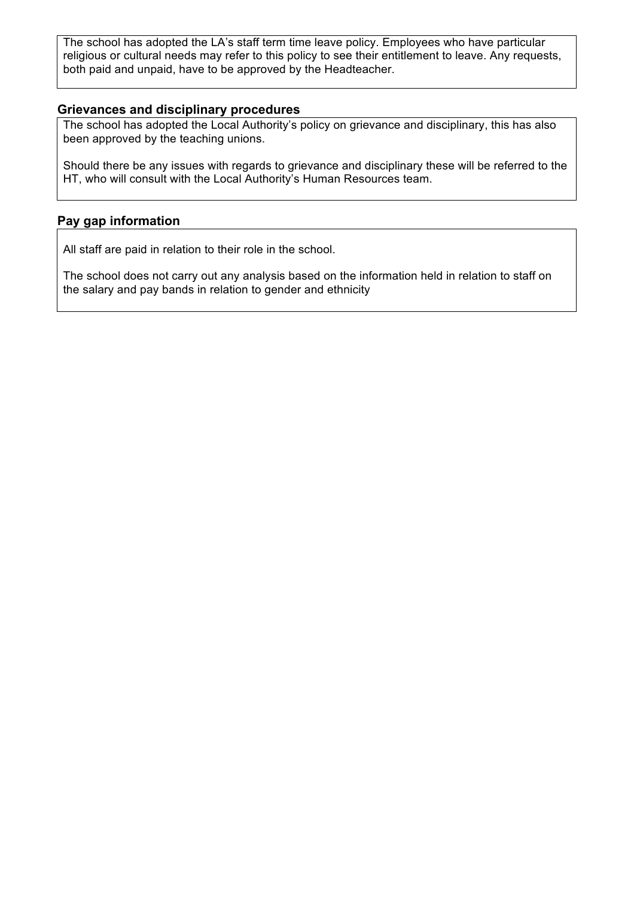The school has adopted the LA's staff term time leave policy. Employees who have particular religious or cultural needs may refer to this policy to see their entitlement to leave. Any requests, both paid and unpaid, have to be approved by the Headteacher.

### Grievances and disciplinary procedures

The school has adopted the Local Authority's policy on grievance and disciplinary, this has also been approved by the teaching unions.

Should there be any issues with regards to grievance and disciplinary these will be referred to the HT, who will consult with the Local Authority's Human Resources team.

### Pay gap information

All staff are paid in relation to their role in the school.

The school does not carry out any analysis based on the information held in relation to staff on the salary and pay bands in relation to gender and ethnicity